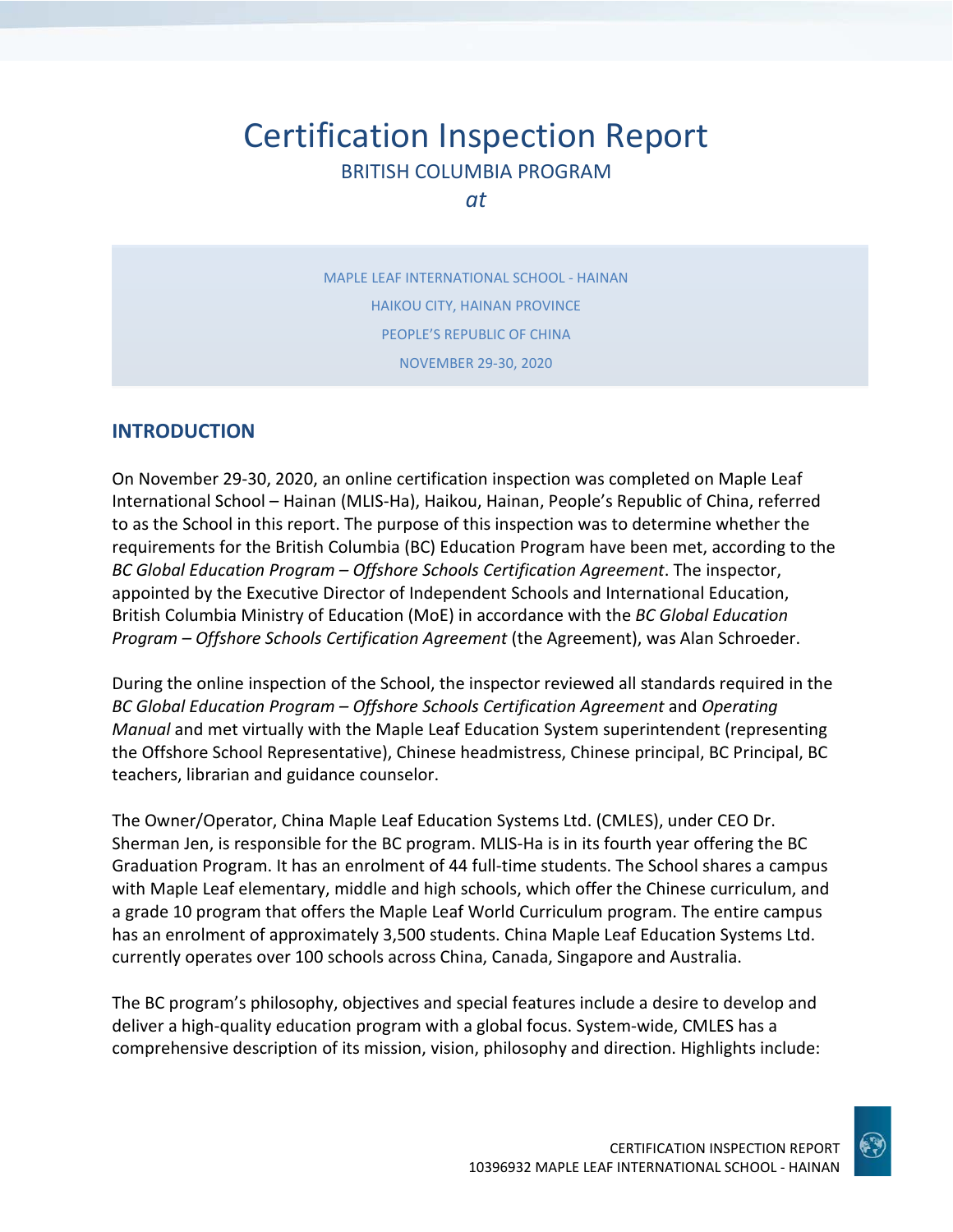# Certification Inspection Report

BRITISH COLUMBIA PROGRAM

*at*

MAPLE LEAF INTERNATIONAL SCHOOL - HAINAN

HAIKOU CITY, HAINAN PROVINCE

PEOPLE'S REPUBLIC OF CHINA

NOVEMBER 29-30, 2020

## INTRODUCTION

On November 29-30, 2020, an online certification inspection was completed on Maple Leaf International School – Hainan (MLIS-Ha), Haikou, Hainan, People's Republic of China, referred to as the School in this report. The purpose of this inspection was to determine whether the requirements for the British Columbia (BC) Education Program have been met, according to the *BC Global Education Program – Offshore Schools Certification Agreement*. The inspector, appointed by the Executive Director of Independent Schools and International Education, British Columbia Ministry of Education (MoE) in accordance with the *BC Global Education Program – Offshore Schools Certification Agreement* (the Agreement), was Alan Schroeder.

During the online inspection of the School, the inspector reviewed all standards required in the *BC Global Education Program – Offshore Schools Certification Agreement* and *Operating Manual* and met virtually with the Maple Leaf Education System superintendent (representing the Offshore School Representative), Chinese headmistress, Chinese principal, BC Principal, BC teachers, librarian and guidance counselor.

The Owner/Operator, China Maple Leaf Education Systems Ltd. (CMLES), under CEO Dr. Sherman Jen, is responsible for the BC program. MLIS-Ha is in its fourth year offering the BC Graduation Program. It has an enrolment of 44 full-time students. The School shares a campus with Maple Leaf elementary, middle and high schools, which offer the Chinese curriculum, and a grade 10 program that offers the Maple Leaf World Curriculum program. The entire campus has an enrolment of approximately 3,500 students. China Maple Leaf Education Systems Ltd. currently operates over 100 schools across China, Canada, Singapore and Australia.

The BC program's philosophy, objectives and special features include a desire to develop and deliver a high-quality education program with a global focus. System-wide, CMLES has a comprehensive description of its mission, vision, philosophy and direction. Highlights include: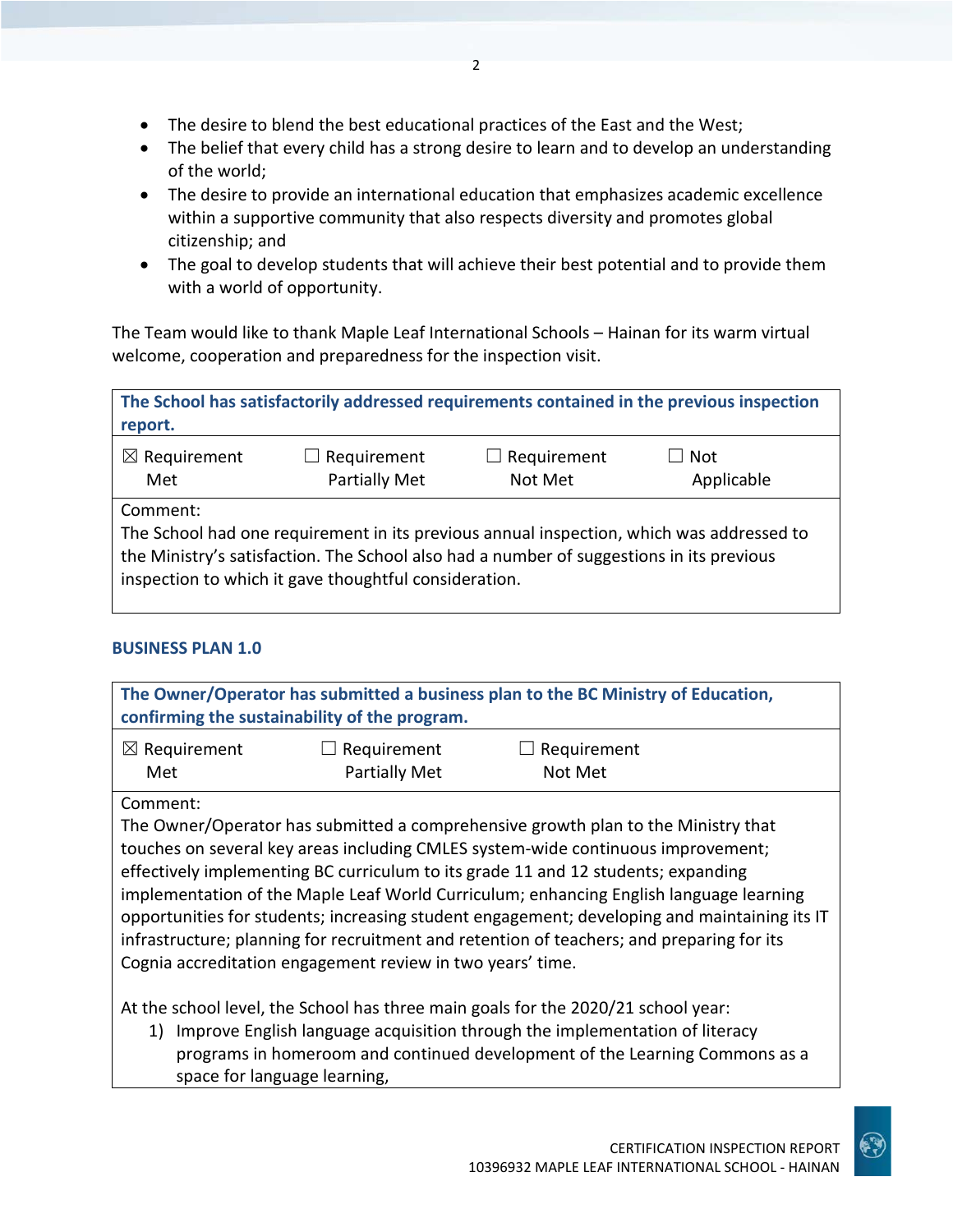- The desire to blend the best educational practices of the East and the West;
- The belief that every child has a strong desire to learn and to develop an understanding of the world;
- The desire to provide an international education that emphasizes academic excellence within a supportive community that also respects diversity and promotes global citizenship; and
- The goal to develop students that will achieve their best potential and to provide them with a world of opportunity.

The Team would like to thank Maple Leaf International Schools – Hainan for its warm virtual welcome, cooperation and preparedness for the inspection visit.

| **The School has satisfactorily addressed requirements contained in the previous inspection report.** | | | |
|---|---|---|---|
| ☒ Requirement Met | ☐ Requirement Partially Met | ☐ Requirement Not Met | ☐ Not Applicable |
| Comment: The School had one requirement in its previous annual inspection, which was addressed to the Ministry's satisfaction. The School also had a number of suggestions in its previous inspection to which it gave thoughtful consideration. | | | |

### BUSINESS PLAN 1.0

| **The Owner/Operator has submitted a business plan to the BC Ministry of Education, confirming the sustainability of the program.** | | |
|---|---|---|
| ☒ Requirement Met | ☐ Requirement Partially Met | ☐ Requirement Not Met |
| Comment: The Owner/Operator has submitted a comprehensive growth plan to the Ministry that touches on several key areas including CMLES system-wide continuous improvement; effectively implementing BC curriculum to its grade 11 and 12 students; expanding implementation of the Maple Leaf World Curriculum; enhancing English language learning opportunities for students; increasing student engagement; developing and maintaining its IT infrastructure; planning for recruitment and retention of teachers; and preparing for its Cognia accreditation engagement review in two years' time.<br><br>At the school level, the School has three main goals for the 2020/21 school year:<br>1) Improve English language acquisition through the implementation of literacy programs in homeroom and continued development of the Learning Commons as a space for language learning, | | |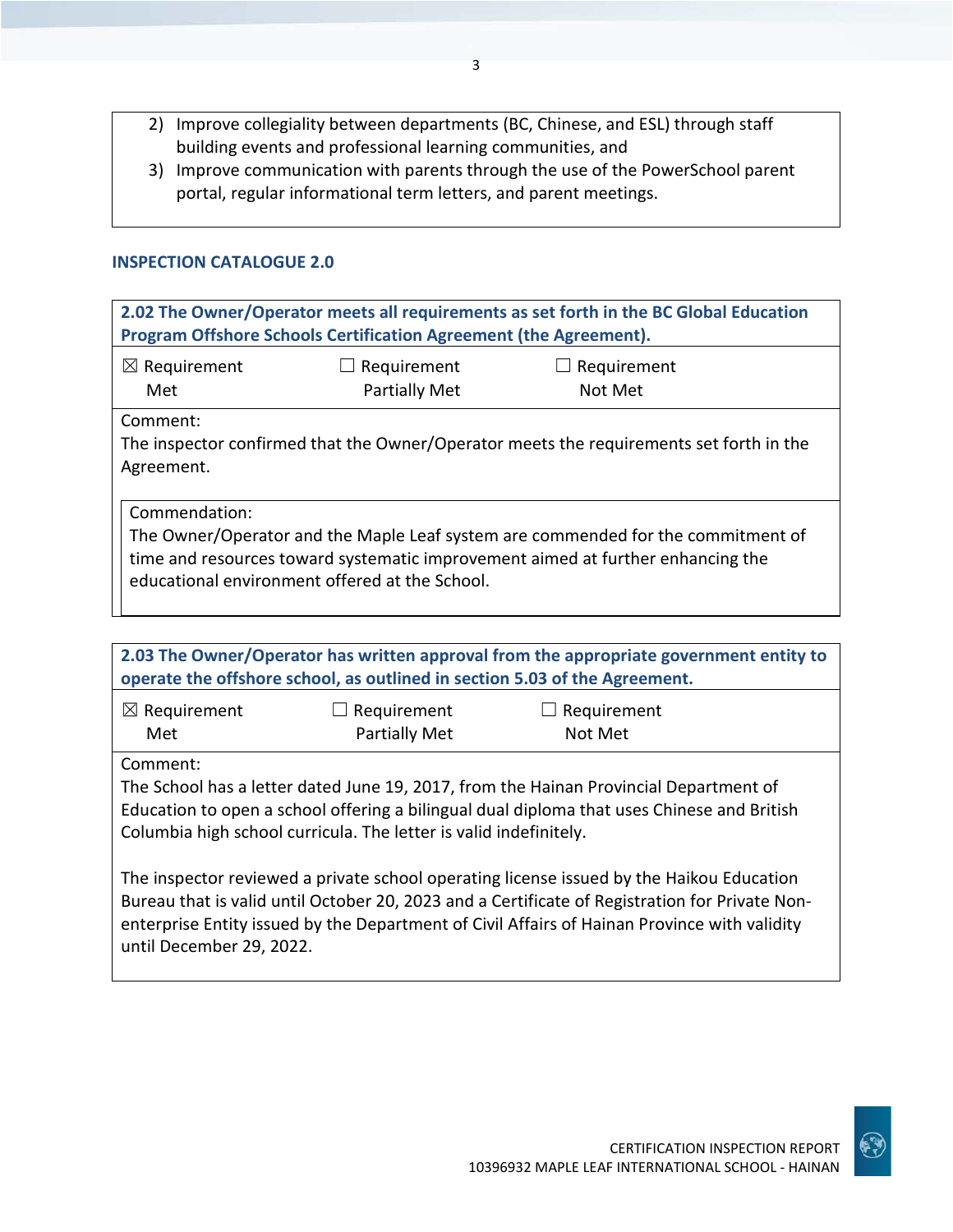2) Improve collegiality between departments (BC, Chinese, and ESL) through staff building events and professional learning communities, and
3) Improve communication with parents through the use of the PowerSchool parent portal, regular informational term letters, and parent meetings.

## INSPECTION CATALOGUE 2.0

**2.02 The Owner/Operator meets all requirements as set forth in the BC Global Education Program Offshore Schools Certification Agreement (the Agreement).**

| ☒ Requirement Met | ☐ Requirement Partially Met | ☐ Requirement Not Met |
|---|---|---|

Comment:
The inspector confirmed that the Owner/Operator meets the requirements set forth in the Agreement.

Commendation:
The Owner/Operator and the Maple Leaf system are commended for the commitment of time and resources toward systematic improvement aimed at further enhancing the educational environment offered at the School.

**2.03 The Owner/Operator has written approval from the appropriate government entity to operate the offshore school, as outlined in section 5.03 of the Agreement.**

| ☒ Requirement Met | ☐ Requirement Partially Met | ☐ Requirement Not Met |
|---|---|---|

Comment:
The School has a letter dated June 19, 2017, from the Hainan Provincial Department of Education to open a school offering a bilingual dual diploma that uses Chinese and British Columbia high school curricula. The letter is valid indefinitely.

The inspector reviewed a private school operating license issued by the Haikou Education Bureau that is valid until October 20, 2023 and a Certificate of Registration for Private Non-enterprise Entity issued by the Department of Civil Affairs of Hainan Province with validity until December 29, 2022.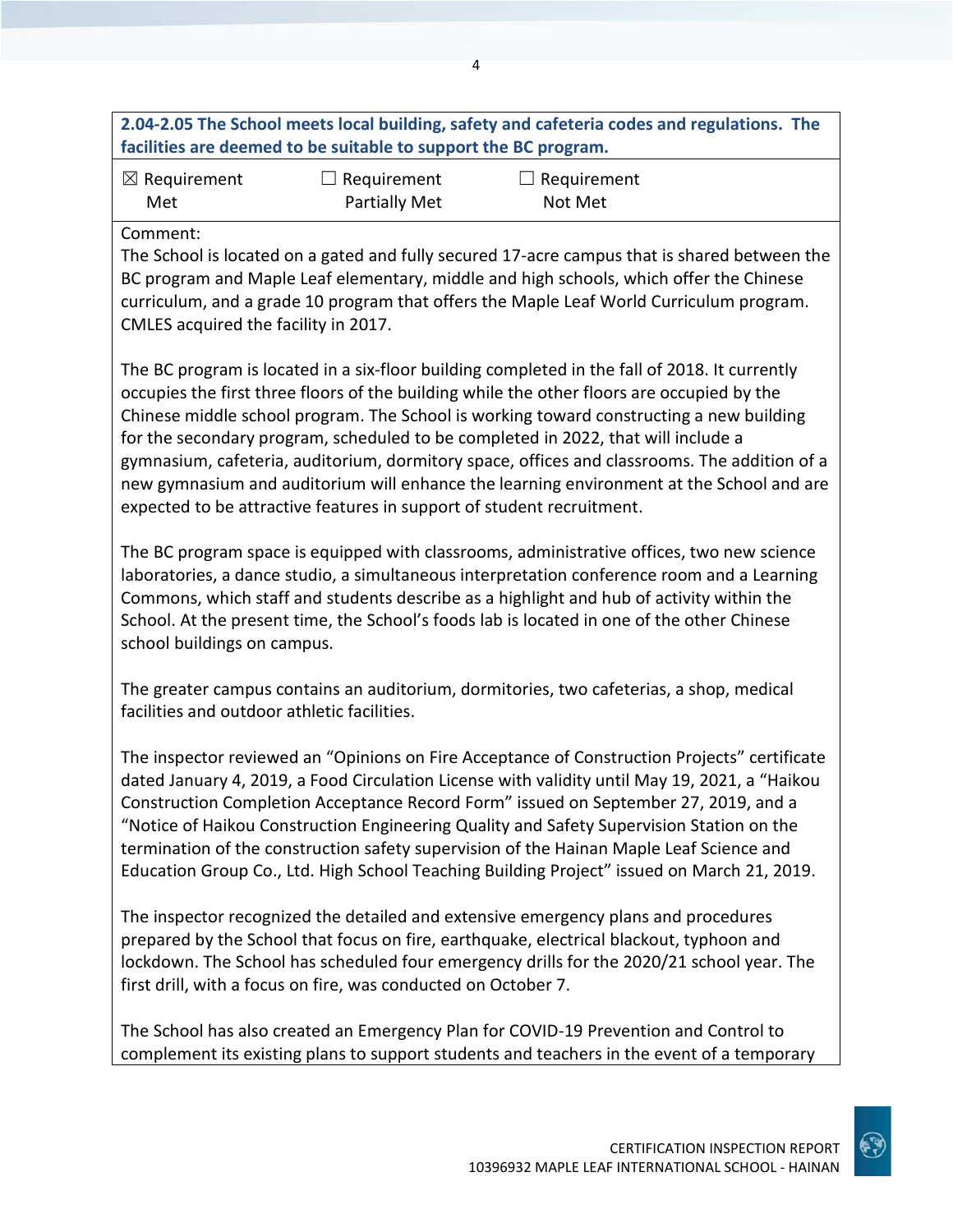**2.04-2.05 The School meets local building, safety and cafeteria codes and regulations. The facilities are deemed to be suitable to support the BC program.**

☒ Requirement Met ☐ Requirement Partially Met ☐ Requirement Not Met

Comment:

The School is located on a gated and fully secured 17-acre campus that is shared between the BC program and Maple Leaf elementary, middle and high schools, which offer the Chinese curriculum, and a grade 10 program that offers the Maple Leaf World Curriculum program. CMLES acquired the facility in 2017.

The BC program is located in a six-floor building completed in the fall of 2018. It currently occupies the first three floors of the building while the other floors are occupied by the Chinese middle school program. The School is working toward constructing a new building for the secondary program, scheduled to be completed in 2022, that will include a gymnasium, cafeteria, auditorium, dormitory space, offices and classrooms. The addition of a new gymnasium and auditorium will enhance the learning environment at the School and are expected to be attractive features in support of student recruitment.

The BC program space is equipped with classrooms, administrative offices, two new science laboratories, a dance studio, a simultaneous interpretation conference room and a Learning Commons, which staff and students describe as a highlight and hub of activity within the School. At the present time, the School's foods lab is located in one of the other Chinese school buildings on campus.

The greater campus contains an auditorium, dormitories, two cafeterias, a shop, medical facilities and outdoor athletic facilities.

The inspector reviewed an "Opinions on Fire Acceptance of Construction Projects" certificate dated January 4, 2019, a Food Circulation License with validity until May 19, 2021, a "Haikou Construction Completion Acceptance Record Form" issued on September 27, 2019, and a "Notice of Haikou Construction Engineering Quality and Safety Supervision Station on the termination of the construction safety supervision of the Hainan Maple Leaf Science and Education Group Co., Ltd. High School Teaching Building Project" issued on March 21, 2019.

The inspector recognized the detailed and extensive emergency plans and procedures prepared by the School that focus on fire, earthquake, electrical blackout, typhoon and lockdown. The School has scheduled four emergency drills for the 2020/21 school year. The first drill, with a focus on fire, was conducted on October 7.

The School has also created an Emergency Plan for COVID-19 Prevention and Control to complement its existing plans to support students and teachers in the event of a temporary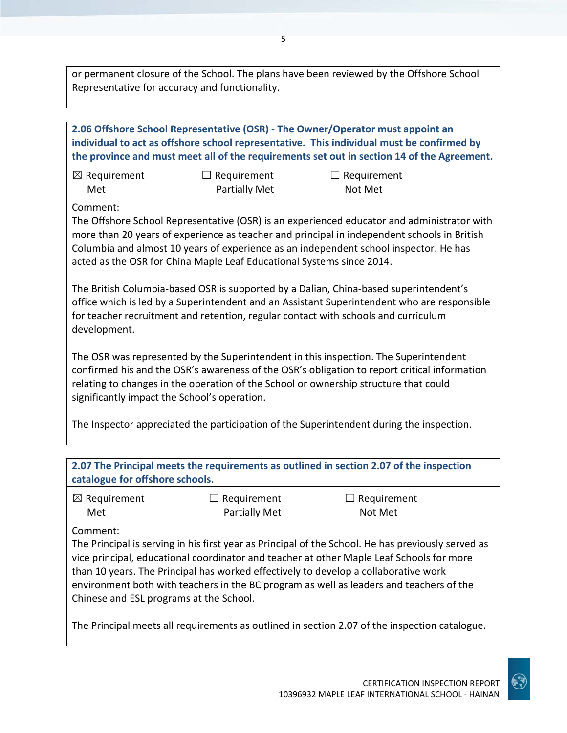or permanent closure of the School. The plans have been reviewed by the Offshore School Representative for accuracy and functionality.

**2.06 Offshore School Representative (OSR) - The Owner/Operator must appoint an individual to act as offshore school representative. This individual must be confirmed by the province and must meet all of the requirements set out in section 14 of the Agreement.**

| ☒ Requirement Met | ☐ Requirement Partially Met | ☐ Requirement Not Met |
|---|---|---|

Comment:

The Offshore School Representative (OSR) is an experienced educator and administrator with more than 20 years of experience as teacher and principal in independent schools in British Columbia and almost 10 years of experience as an independent school inspector. He has acted as the OSR for China Maple Leaf Educational Systems since 2014.

The British Columbia-based OSR is supported by a Dalian, China-based superintendent's office which is led by a Superintendent and an Assistant Superintendent who are responsible for teacher recruitment and retention, regular contact with schools and curriculum development.

The OSR was represented by the Superintendent in this inspection. The Superintendent confirmed his and the OSR's awareness of the OSR's obligation to report critical information relating to changes in the operation of the School or ownership structure that could significantly impact the School's operation.

The Inspector appreciated the participation of the Superintendent during the inspection.

**2.07 The Principal meets the requirements as outlined in section 2.07 of the inspection catalogue for offshore schools.**

| ☒ Requirement Met | ☐ Requirement Partially Met | ☐ Requirement Not Met |
|---|---|---|

Comment:

The Principal is serving in his first year as Principal of the School. He has previously served as vice principal, educational coordinator and teacher at other Maple Leaf Schools for more than 10 years. The Principal has worked effectively to develop a collaborative work environment both with teachers in the BC program as well as leaders and teachers of the Chinese and ESL programs at the School.

The Principal meets all requirements as outlined in section 2.07 of the inspection catalogue.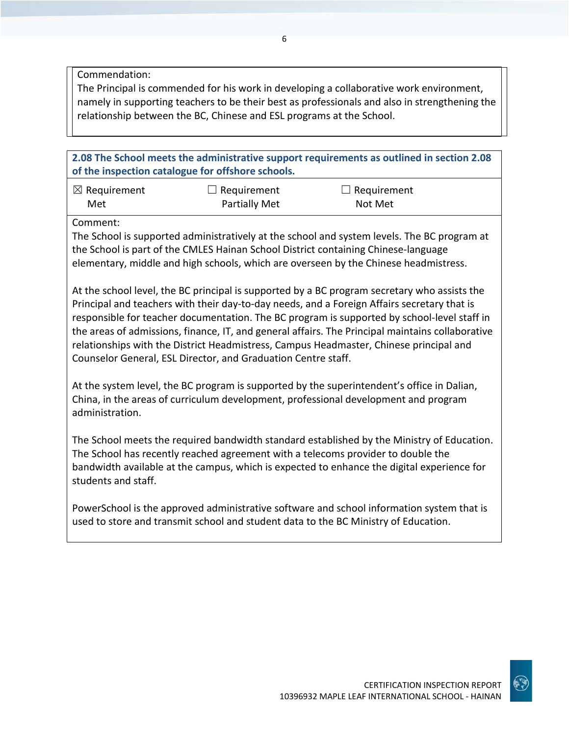Commendation:
The Principal is commended for his work in developing a collaborative work environment, namely in supporting teachers to be their best as professionals and also in strengthening the relationship between the BC, Chinese and ESL programs at the School.

**2.08 The School meets the administrative support requirements as outlined in section 2.08 of the inspection catalogue for offshore schools.**

| ☒ Requirement Met | ☐ Requirement Partially Met | ☐ Requirement Not Met |
|---|---|---|

Comment:
The School is supported administratively at the school and system levels. The BC program at the School is part of the CMLES Hainan School District containing Chinese-language elementary, middle and high schools, which are overseen by the Chinese headmistress.

At the school level, the BC principal is supported by a BC program secretary who assists the Principal and teachers with their day-to-day needs, and a Foreign Affairs secretary that is responsible for teacher documentation. The BC program is supported by school-level staff in the areas of admissions, finance, IT, and general affairs. The Principal maintains collaborative relationships with the District Headmistress, Campus Headmaster, Chinese principal and Counselor General, ESL Director, and Graduation Centre staff.

At the system level, the BC program is supported by the superintendent's office in Dalian, China, in the areas of curriculum development, professional development and program administration.

The School meets the required bandwidth standard established by the Ministry of Education. The School has recently reached agreement with a telecoms provider to double the bandwidth available at the campus, which is expected to enhance the digital experience for students and staff.

PowerSchool is the approved administrative software and school information system that is used to store and transmit school and student data to the BC Ministry of Education.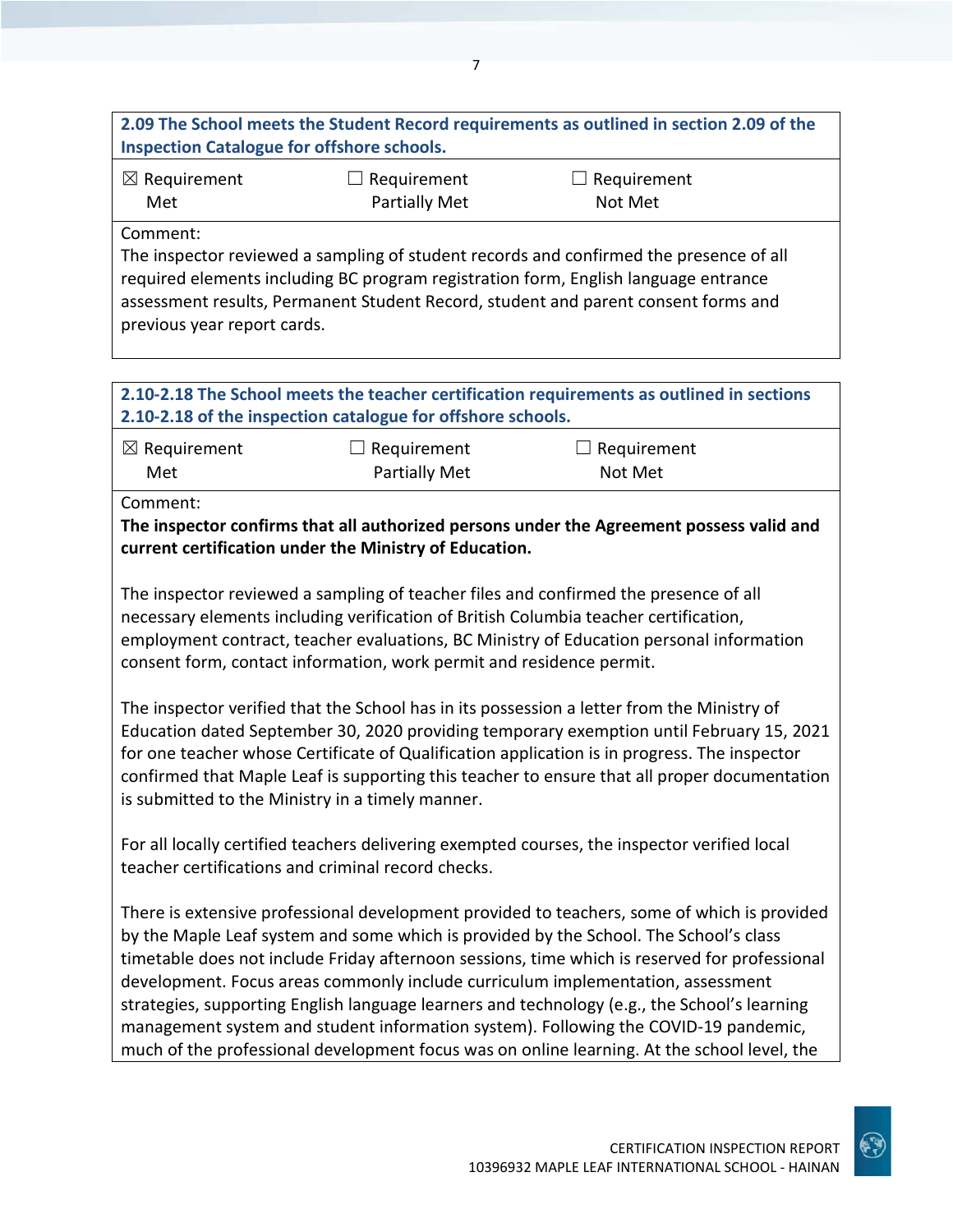**2.09 The School meets the Student Record requirements as outlined in section 2.09 of the Inspection Catalogue for offshore schools.**

| ☒ Requirement Met | ☐ Requirement Partially Met | ☐ Requirement Not Met |
|---|---|---|

Comment:
The inspector reviewed a sampling of student records and confirmed the presence of all required elements including BC program registration form, English language entrance assessment results, Permanent Student Record, student and parent consent forms and previous year report cards.

**2.10-2.18 The School meets the teacher certification requirements as outlined in sections 2.10-2.18 of the inspection catalogue for offshore schools.**

| ☒ Requirement Met | ☐ Requirement Partially Met | ☐ Requirement Not Met |
|---|---|---|

Comment:
**The inspector confirms that all authorized persons under the Agreement possess valid and current certification under the Ministry of Education.**

The inspector reviewed a sampling of teacher files and confirmed the presence of all necessary elements including verification of British Columbia teacher certification, employment contract, teacher evaluations, BC Ministry of Education personal information consent form, contact information, work permit and residence permit.

The inspector verified that the School has in its possession a letter from the Ministry of Education dated September 30, 2020 providing temporary exemption until February 15, 2021 for one teacher whose Certificate of Qualification application is in progress. The inspector confirmed that Maple Leaf is supporting this teacher to ensure that all proper documentation is submitted to the Ministry in a timely manner.

For all locally certified teachers delivering exempted courses, the inspector verified local teacher certifications and criminal record checks.

There is extensive professional development provided to teachers, some of which is provided by the Maple Leaf system and some which is provided by the School. The School's class timetable does not include Friday afternoon sessions, time which is reserved for professional development. Focus areas commonly include curriculum implementation, assessment strategies, supporting English language learners and technology (e.g., the School's learning management system and student information system). Following the COVID-19 pandemic, much of the professional development focus was on online learning. At the school level, the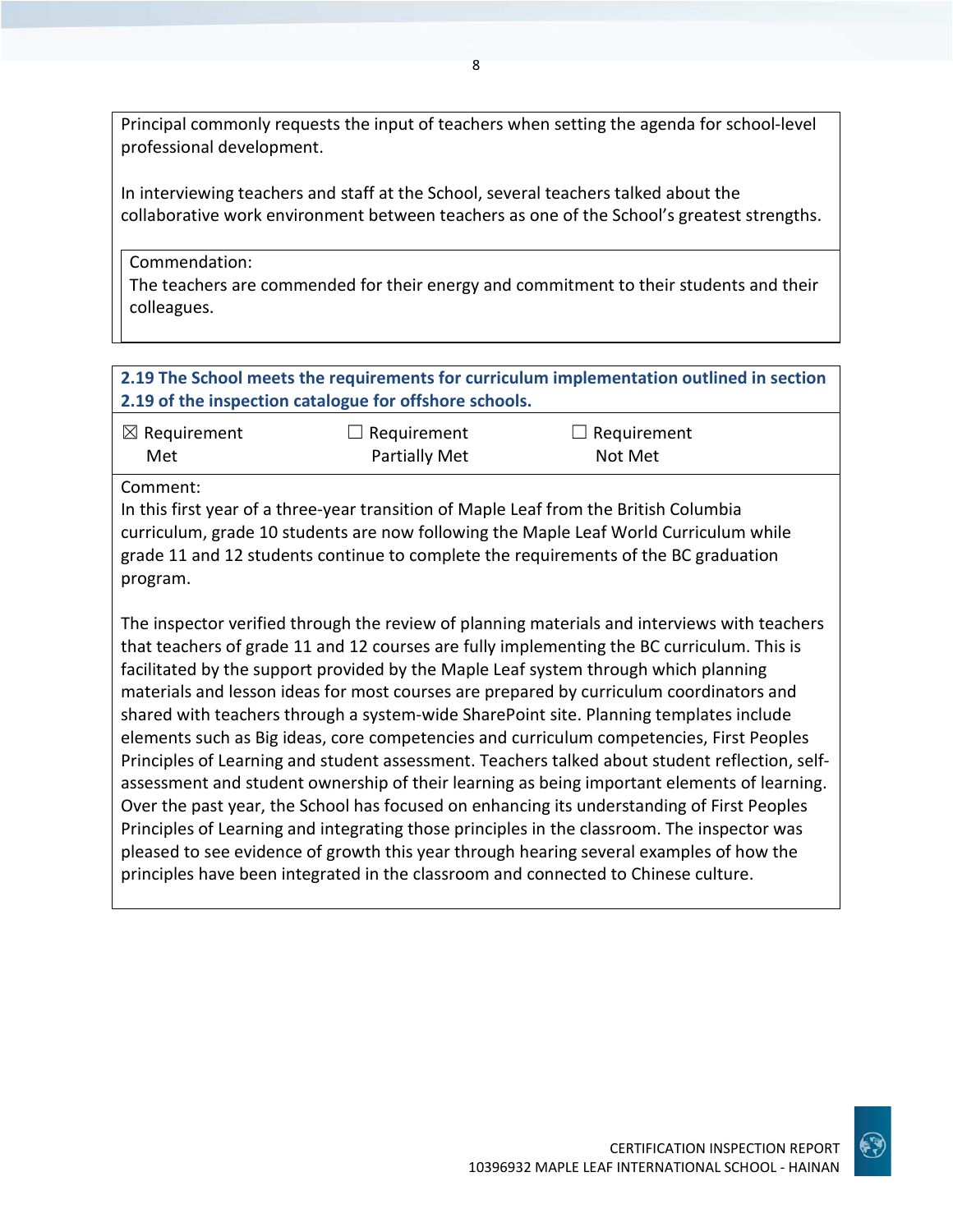Principal commonly requests the input of teachers when setting the agenda for school-level professional development.

In interviewing teachers and staff at the School, several teachers talked about the collaborative work environment between teachers as one of the School's greatest strengths.

Commendation:
The teachers are commended for their energy and commitment to their students and their colleagues.

**2.19 The School meets the requirements for curriculum implementation outlined in section 2.19 of the inspection catalogue for offshore schools.**

| ☒ Requirement Met | ☐ Requirement Partially Met | ☐ Requirement Not Met |
|---|---|---|

Comment:
In this first year of a three-year transition of Maple Leaf from the British Columbia curriculum, grade 10 students are now following the Maple Leaf World Curriculum while grade 11 and 12 students continue to complete the requirements of the BC graduation program.

The inspector verified through the review of planning materials and interviews with teachers that teachers of grade 11 and 12 courses are fully implementing the BC curriculum. This is facilitated by the support provided by the Maple Leaf system through which planning materials and lesson ideas for most courses are prepared by curriculum coordinators and shared with teachers through a system-wide SharePoint site. Planning templates include elements such as Big ideas, core competencies and curriculum competencies, First Peoples Principles of Learning and student assessment. Teachers talked about student reflection, self-assessment and student ownership of their learning as being important elements of learning. Over the past year, the School has focused on enhancing its understanding of First Peoples Principles of Learning and integrating those principles in the classroom. The inspector was pleased to see evidence of growth this year through hearing several examples of how the principles have been integrated in the classroom and connected to Chinese culture.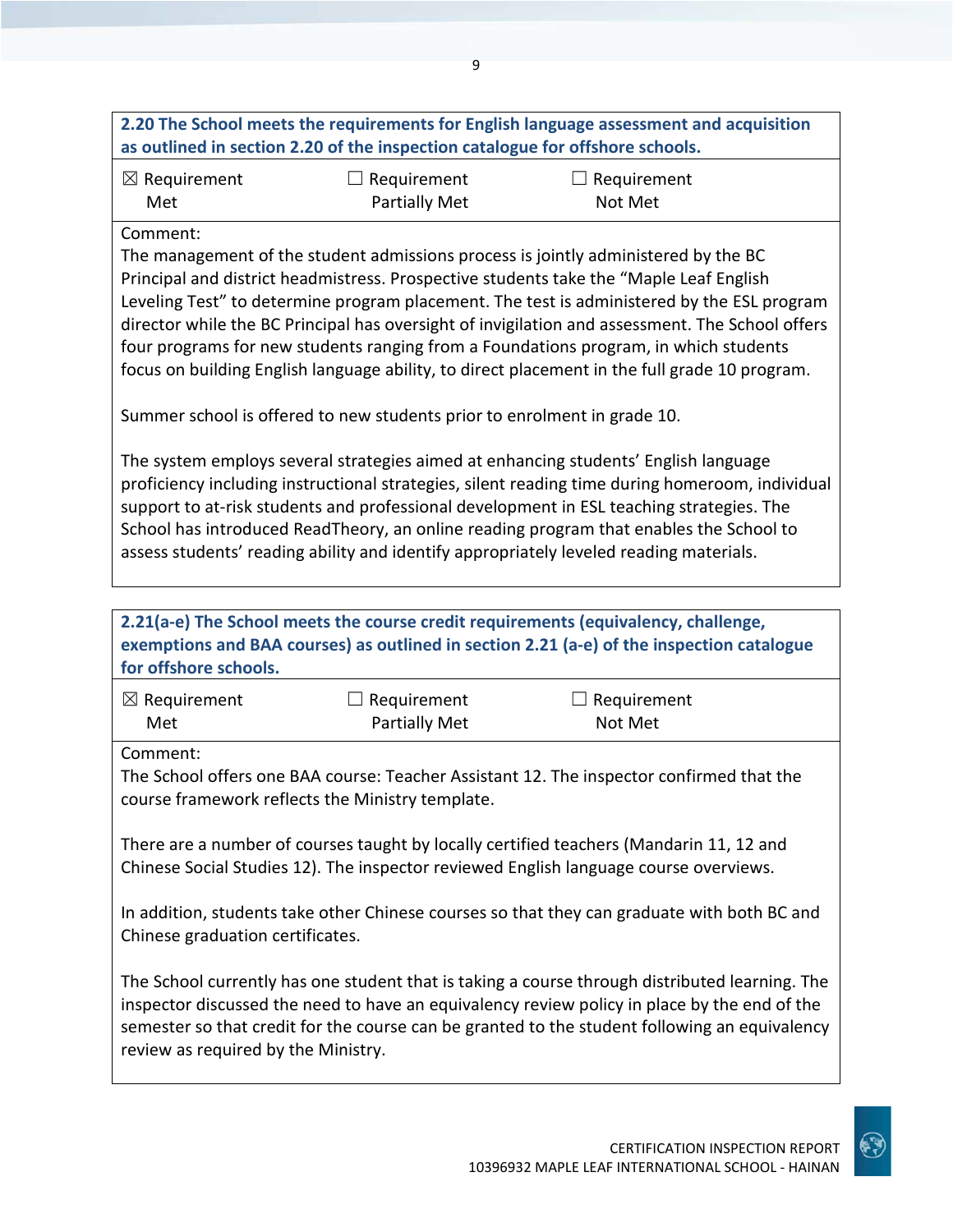**2.20 The School meets the requirements for English language assessment and acquisition as outlined in section 2.20 of the inspection catalogue for offshore schools.**

| ☒ Requirement Met | ☐ Requirement Partially Met | ☐ Requirement Not Met |
|---|---|---|

Comment:
The management of the student admissions process is jointly administered by the BC Principal and district headmistress. Prospective students take the “Maple Leaf English Leveling Test” to determine program placement. The test is administered by the ESL program director while the BC Principal has oversight of invigilation and assessment. The School offers four programs for new students ranging from a Foundations program, in which students focus on building English language ability, to direct placement in the full grade 10 program.

Summer school is offered to new students prior to enrolment in grade 10.

The system employs several strategies aimed at enhancing students’ English language proficiency including instructional strategies, silent reading time during homeroom, individual support to at-risk students and professional development in ESL teaching strategies. The School has introduced ReadTheory, an online reading program that enables the School to assess students’ reading ability and identify appropriately leveled reading materials.

**2.21(a-e) The School meets the course credit requirements (equivalency, challenge, exemptions and BAA courses) as outlined in section 2.21 (a-e) of the inspection catalogue for offshore schools.**

| ☒ Requirement Met | ☐ Requirement Partially Met | ☐ Requirement Not Met |
|---|---|---|

Comment:
The School offers one BAA course: Teacher Assistant 12. The inspector confirmed that the course framework reflects the Ministry template.

There are a number of courses taught by locally certified teachers (Mandarin 11, 12 and Chinese Social Studies 12). The inspector reviewed English language course overviews.

In addition, students take other Chinese courses so that they can graduate with both BC and Chinese graduation certificates.

The School currently has one student that is taking a course through distributed learning. The inspector discussed the need to have an equivalency review policy in place by the end of the semester so that credit for the course can be granted to the student following an equivalency review as required by the Ministry.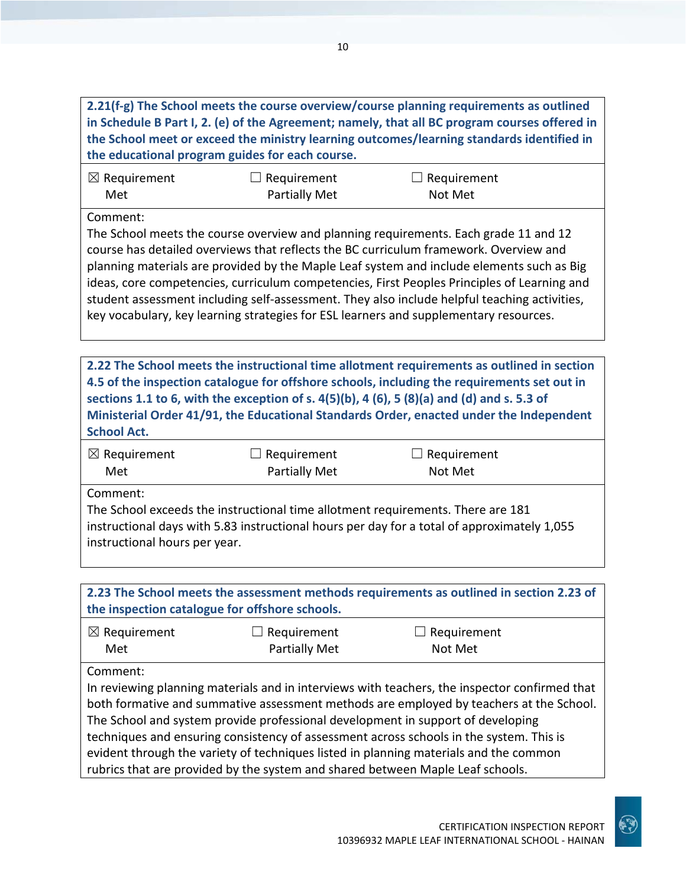**2.21(f-g) The School meets the course overview/course planning requirements as outlined in Schedule B Part I, 2. (e) of the Agreement; namely, that all BC program courses offered in the School meet or exceed the ministry learning outcomes/learning standards identified in the educational program guides for each course.**

| ☒ Requirement Met | ☐ Requirement Partially Met | ☐ Requirement Not Met |
|---|---|---|

Comment:
The School meets the course overview and planning requirements. Each grade 11 and 12 course has detailed overviews that reflects the BC curriculum framework. Overview and planning materials are provided by the Maple Leaf system and include elements such as Big ideas, core competencies, curriculum competencies, First Peoples Principles of Learning and student assessment including self-assessment. They also include helpful teaching activities, key vocabulary, key learning strategies for ESL learners and supplementary resources.

**2.22 The School meets the instructional time allotment requirements as outlined in section 4.5 of the inspection catalogue for offshore schools, including the requirements set out in sections 1.1 to 6, with the exception of s. 4(5)(b), 4 (6), 5 (8)(a) and (d) and s. 5.3 of Ministerial Order 41/91, the Educational Standards Order, enacted under the Independent School Act.**

| ☒ Requirement Met | ☐ Requirement Partially Met | ☐ Requirement Not Met |
|---|---|---|

Comment:
The School exceeds the instructional time allotment requirements. There are 181 instructional days with 5.83 instructional hours per day for a total of approximately 1,055 instructional hours per year.

**2.23 The School meets the assessment methods requirements as outlined in section 2.23 of the inspection catalogue for offshore schools.**

| ☒ Requirement Met | ☐ Requirement Partially Met | ☐ Requirement Not Met |
|---|---|---|

Comment:
In reviewing planning materials and in interviews with teachers, the inspector confirmed that both formative and summative assessment methods are employed by teachers at the School. The School and system provide professional development in support of developing techniques and ensuring consistency of assessment across schools in the system. This is evident through the variety of techniques listed in planning materials and the common rubrics that are provided by the system and shared between Maple Leaf schools.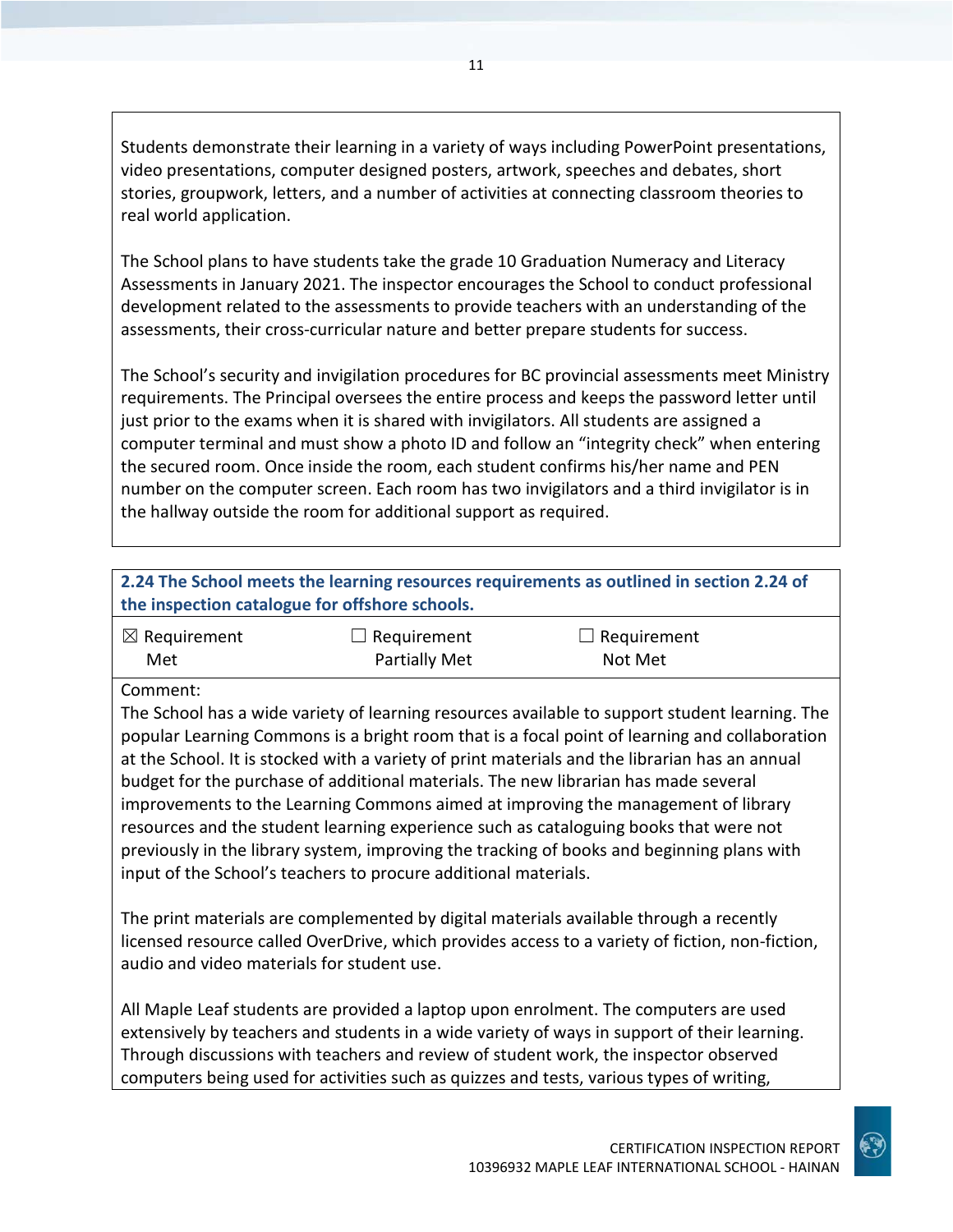Students demonstrate their learning in a variety of ways including PowerPoint presentations, video presentations, computer designed posters, artwork, speeches and debates, short stories, groupwork, letters, and a number of activities at connecting classroom theories to real world application.

The School plans to have students take the grade 10 Graduation Numeracy and Literacy Assessments in January 2021. The inspector encourages the School to conduct professional development related to the assessments to provide teachers with an understanding of the assessments, their cross-curricular nature and better prepare students for success.

The School's security and invigilation procedures for BC provincial assessments meet Ministry requirements. The Principal oversees the entire process and keeps the password letter until just prior to the exams when it is shared with invigilators. All students are assigned a computer terminal and must show a photo ID and follow an "integrity check" when entering the secured room. Once inside the room, each student confirms his/her name and PEN number on the computer screen. Each room has two invigilators and a third invigilator is in the hallway outside the room for additional support as required.

**2.24 The School meets the learning resources requirements as outlined in section 2.24 of the inspection catalogue for offshore schools.**

| ☒ Requirement Met | ☐ Requirement Partially Met | ☐ Requirement Not Met |
|---|---|---|

Comment:

The School has a wide variety of learning resources available to support student learning. The popular Learning Commons is a bright room that is a focal point of learning and collaboration at the School. It is stocked with a variety of print materials and the librarian has an annual budget for the purchase of additional materials. The new librarian has made several improvements to the Learning Commons aimed at improving the management of library resources and the student learning experience such as cataloguing books that were not previously in the library system, improving the tracking of books and beginning plans with input of the School's teachers to procure additional materials.

The print materials are complemented by digital materials available through a recently licensed resource called OverDrive, which provides access to a variety of fiction, non-fiction, audio and video materials for student use.

All Maple Leaf students are provided a laptop upon enrolment. The computers are used extensively by teachers and students in a wide variety of ways in support of their learning. Through discussions with teachers and review of student work, the inspector observed computers being used for activities such as quizzes and tests, various types of writing,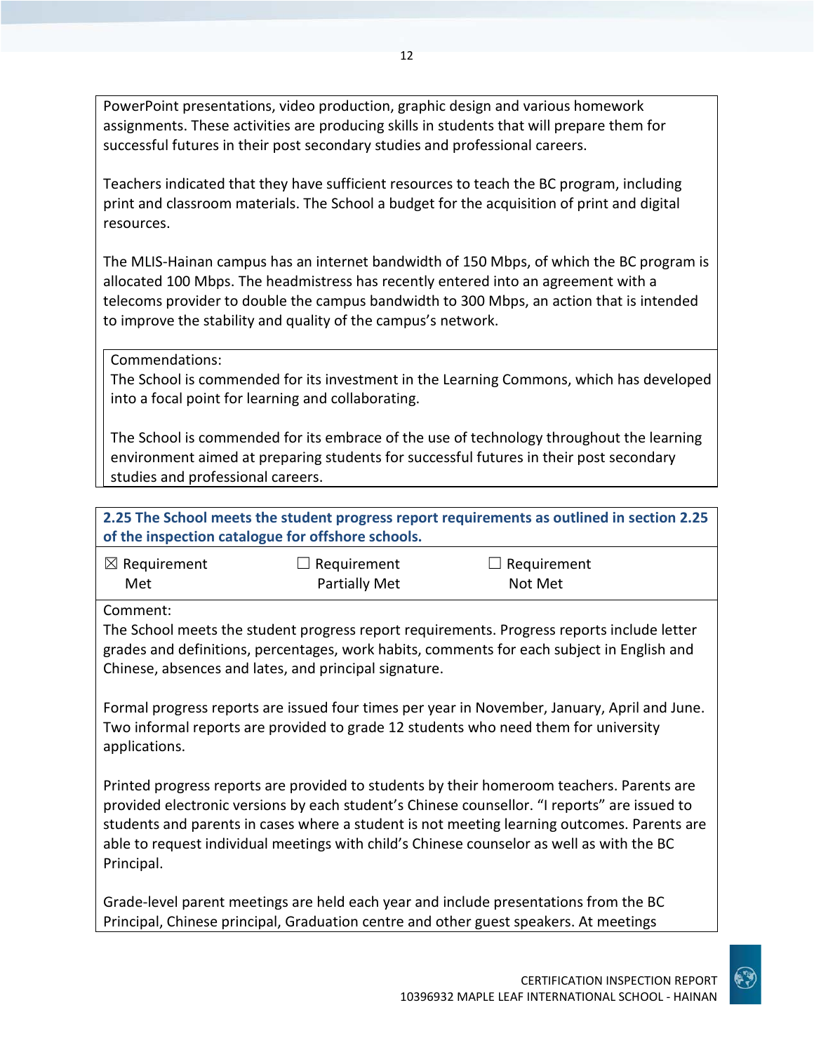PowerPoint presentations, video production, graphic design and various homework assignments. These activities are producing skills in students that will prepare them for successful futures in their post secondary studies and professional careers.

Teachers indicated that they have sufficient resources to teach the BC program, including print and classroom materials. The School a budget for the acquisition of print and digital resources.

The MLIS-Hainan campus has an internet bandwidth of 150 Mbps, of which the BC program is allocated 100 Mbps. The headmistress has recently entered into an agreement with a telecoms provider to double the campus bandwidth to 300 Mbps, an action that is intended to improve the stability and quality of the campus's network.

Commendations:
The School is commended for its investment in the Learning Commons, which has developed into a focal point for learning and collaborating.

The School is commended for its embrace of the use of technology throughout the learning environment aimed at preparing students for successful futures in their post secondary studies and professional careers.

**2.25 The School meets the student progress report requirements as outlined in section 2.25 of the inspection catalogue for offshore schools.**

| ☒ Requirement Met | ☐ Requirement Partially Met | ☐ Requirement Not Met |
|---|---|---|

Comment:
The School meets the student progress report requirements. Progress reports include letter grades and definitions, percentages, work habits, comments for each subject in English and Chinese, absences and lates, and principal signature.

Formal progress reports are issued four times per year in November, January, April and June. Two informal reports are provided to grade 12 students who need them for university applications.

Printed progress reports are provided to students by their homeroom teachers. Parents are provided electronic versions by each student's Chinese counsellor. "I reports" are issued to students and parents in cases where a student is not meeting learning outcomes. Parents are able to request individual meetings with child's Chinese counselor as well as with the BC Principal.

Grade-level parent meetings are held each year and include presentations from the BC Principal, Chinese principal, Graduation centre and other guest speakers. At meetings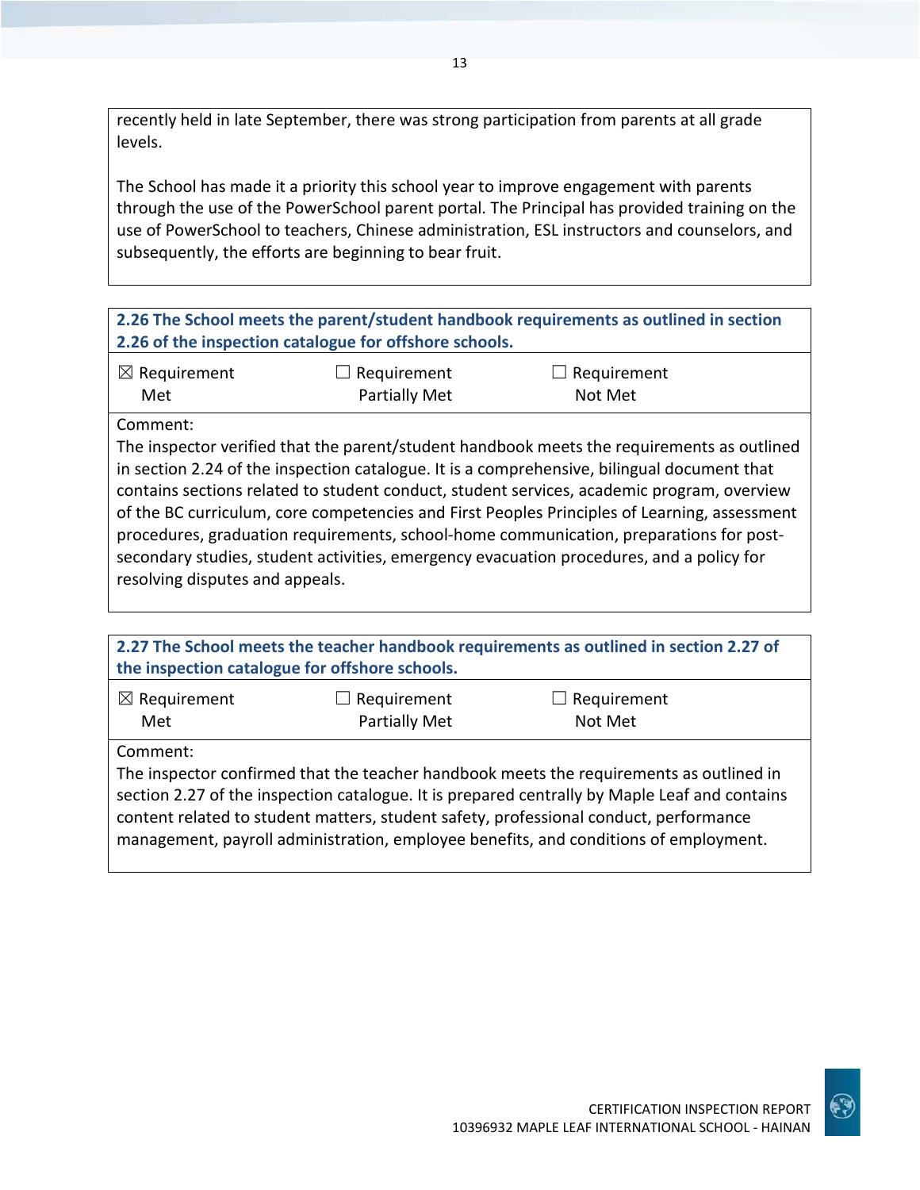recently held in late September, there was strong participation from parents at all grade levels.

The School has made it a priority this school year to improve engagement with parents through the use of the PowerSchool parent portal. The Principal has provided training on the use of PowerSchool to teachers, Chinese administration, ESL instructors and counselors, and subsequently, the efforts are beginning to bear fruit.

**2.26 The School meets the parent/student handbook requirements as outlined in section 2.26 of the inspection catalogue for offshore schools.**

| ☒ Requirement Met | ☐ Requirement Partially Met | ☐ Requirement Not Met |
|---|---|---|

Comment:
The inspector verified that the parent/student handbook meets the requirements as outlined in section 2.24 of the inspection catalogue. It is a comprehensive, bilingual document that contains sections related to student conduct, student services, academic program, overview of the BC curriculum, core competencies and First Peoples Principles of Learning, assessment procedures, graduation requirements, school-home communication, preparations for post-secondary studies, student activities, emergency evacuation procedures, and a policy for resolving disputes and appeals.

**2.27 The School meets the teacher handbook requirements as outlined in section 2.27 of the inspection catalogue for offshore schools.**

| ☒ Requirement Met | ☐ Requirement Partially Met | ☐ Requirement Not Met |
|---|---|---|

Comment:
The inspector confirmed that the teacher handbook meets the requirements as outlined in section 2.27 of the inspection catalogue. It is prepared centrally by Maple Leaf and contains content related to student matters, student safety, professional conduct, performance management, payroll administration, employee benefits, and conditions of employment.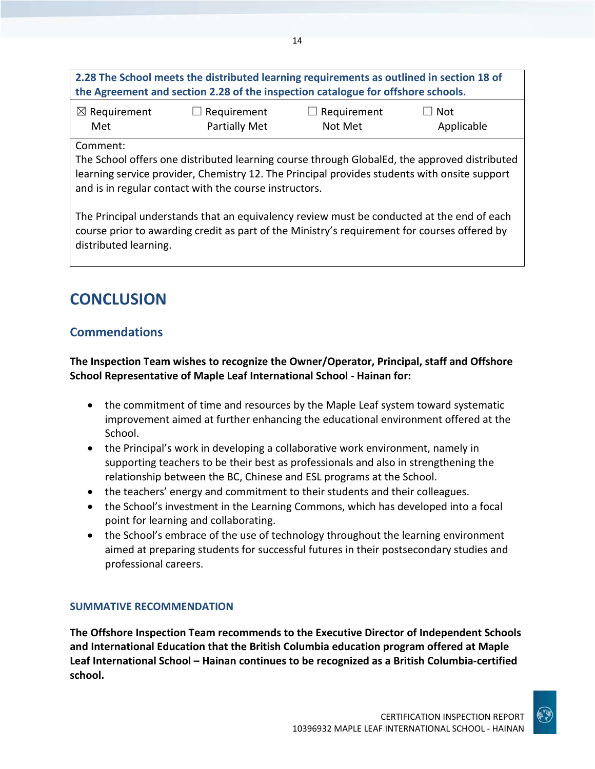| 2.28 The School meets the distributed learning requirements as outlined in section 18 of the Agreement and section 2.28 of the inspection catalogue for offshore schools. | | | |
|---|---|---|---|
| ☒ Requirement Met | ☐ Requirement Partially Met | ☐ Requirement Not Met | ☐ Not Applicable |
| Comment:<br>The School offers one distributed learning course through GlobalEd, the approved distributed learning service provider, Chemistry 12. The Principal provides students with onsite support and is in regular contact with the course instructors.<br><br>The Principal understands that an equivalency review must be conducted at the end of each course prior to awarding credit as part of the Ministry's requirement for courses offered by distributed learning. | | | |

# CONCLUSION

## Commendations

**The Inspection Team wishes to recognize the Owner/Operator, Principal, staff and Offshore School Representative of Maple Leaf International School - Hainan for:**

- the commitment of time and resources by the Maple Leaf system toward systematic improvement aimed at further enhancing the educational environment offered at the School.
- the Principal's work in developing a collaborative work environment, namely in supporting teachers to be their best as professionals and also in strengthening the relationship between the BC, Chinese and ESL programs at the School.
- the teachers' energy and commitment to their students and their colleagues.
- the School's investment in the Learning Commons, which has developed into a focal point for learning and collaborating.
- the School's embrace of the use of technology throughout the learning environment aimed at preparing students for successful futures in their postsecondary studies and professional careers.

### SUMMATIVE RECOMMENDATION

**The Offshore Inspection Team recommends to the Executive Director of Independent Schools and International Education that the British Columbia education program offered at Maple Leaf International School – Hainan continues to be recognized as a British Columbia-certified school.**